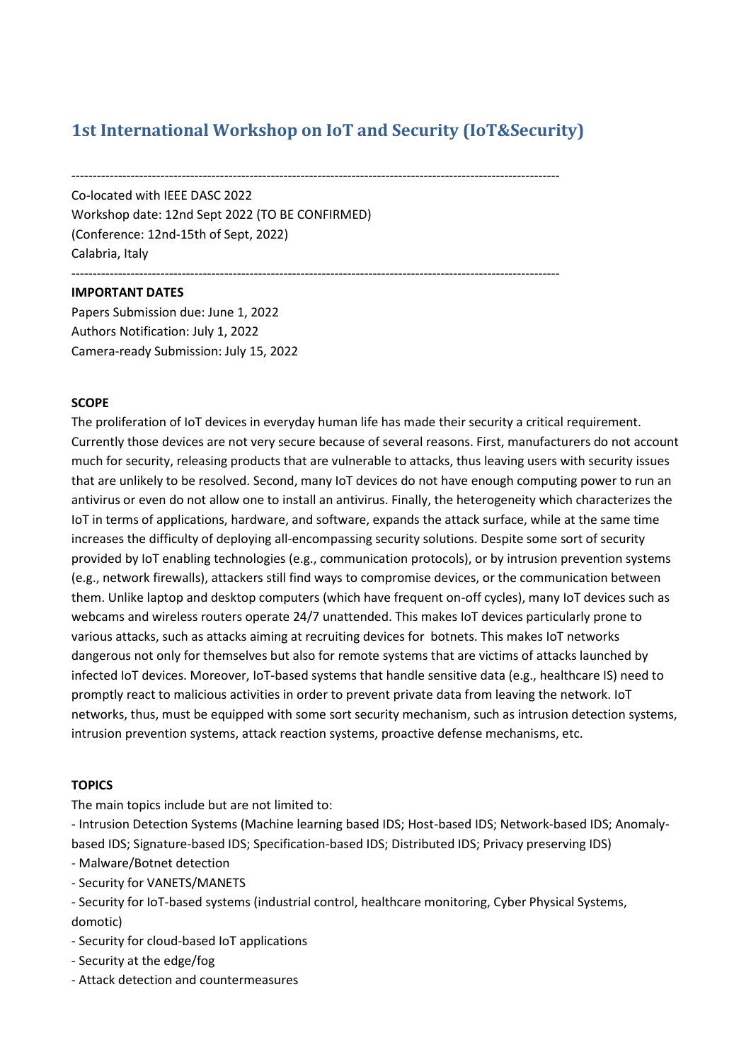# 1st International Workshop on IoT and Security (IoT&Security)

---

Co-located with IEEE DASC 2022
Workshop date: 12nd Sept 2022 (TO BE CONFIRMED)
(Conference: 12nd-15th of Sept, 2022)
Calabria, Italy

---

**IMPORTANT DATES**

Papers Submission due: June 1, 2022
Authors Notification: July 1, 2022
Camera-ready Submission: July 15, 2022

**SCOPE**

The proliferation of IoT devices in everyday human life has made their security a critical requirement. Currently those devices are not very secure because of several reasons. First, manufacturers do not account much for security, releasing products that are vulnerable to attacks, thus leaving users with security issues that are unlikely to be resolved. Second, many IoT devices do not have enough computing power to run an antivirus or even do not allow one to install an antivirus. Finally, the heterogeneity which characterizes the IoT in terms of applications, hardware, and software, expands the attack surface, while at the same time increases the difficulty of deploying all-encompassing security solutions. Despite some sort of security provided by IoT enabling technologies (e.g., communication protocols), or by intrusion prevention systems (e.g., network firewalls), attackers still find ways to compromise devices, or the communication between them. Unlike laptop and desktop computers (which have frequent on-off cycles), many IoT devices such as webcams and wireless routers operate 24/7 unattended. This makes IoT devices particularly prone to various attacks, such as attacks aiming at recruiting devices for botnets. This makes IoT networks dangerous not only for themselves but also for remote systems that are victims of attacks launched by infected IoT devices. Moreover, IoT-based systems that handle sensitive data (e.g., healthcare IS) need to promptly react to malicious activities in order to prevent private data from leaving the network. IoT networks, thus, must be equipped with some sort security mechanism, such as intrusion detection systems, intrusion prevention systems, attack reaction systems, proactive defense mechanisms, etc.

**TOPICS**

The main topics include but are not limited to:

- Intrusion Detection Systems (Machine learning based IDS; Host-based IDS; Network-based IDS; Anomaly-based IDS; Signature-based IDS; Specification-based IDS; Distributed IDS; Privacy preserving IDS)
- Malware/Botnet detection
- Security for VANETS/MANETS
- Security for IoT-based systems (industrial control, healthcare monitoring, Cyber Physical Systems, domotic)
- Security for cloud-based IoT applications
- Security at the edge/fog
- Attack detection and countermeasures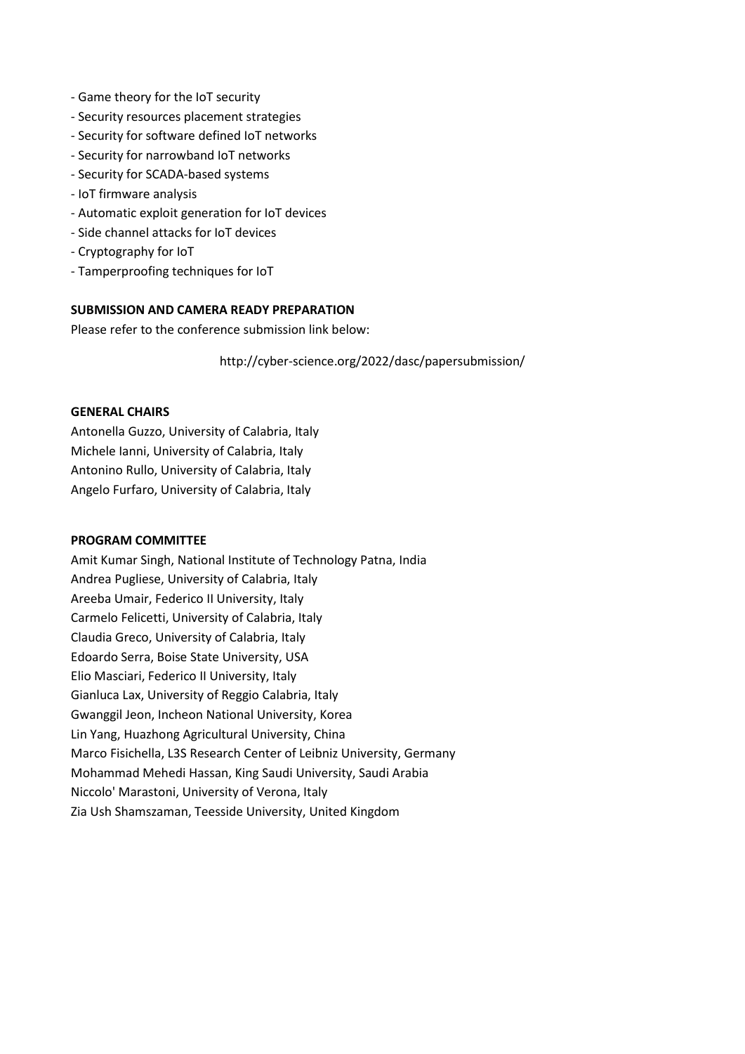- Game theory for the IoT security
- Security resources placement strategies
- Security for software defined IoT networks
- Security for narrowband IoT networks
- Security for SCADA-based systems
- IoT firmware analysis
- Automatic exploit generation for IoT devices
- Side channel attacks for IoT devices
- Cryptography for IoT
- Tamperproofing techniques for IoT

**SUBMISSION AND CAMERA READY PREPARATION**

Please refer to the conference submission link below:

http://cyber-science.org/2022/dasc/papersubmission/

**GENERAL CHAIRS**

Antonella Guzzo, University of Calabria, Italy
Michele Ianni, University of Calabria, Italy
Antonino Rullo, University of Calabria, Italy
Angelo Furfaro, University of Calabria, Italy

**PROGRAM COMMITTEE**

Amit Kumar Singh, National Institute of Technology Patna, India
Andrea Pugliese, University of Calabria, Italy
Areeba Umair, Federico II University, Italy
Carmelo Felicetti, University of Calabria, Italy
Claudia Greco, University of Calabria, Italy
Edoardo Serra, Boise State University, USA
Elio Masciari, Federico II University, Italy
Gianluca Lax, University of Reggio Calabria, Italy
Gwanggil Jeon, Incheon National University, Korea
Lin Yang, Huazhong Agricultural University, China
Marco Fisichella, L3S Research Center of Leibniz University, Germany
Mohammad Mehedi Hassan, King Saudi University, Saudi Arabia
Niccolo' Marastoni, University of Verona, Italy
Zia Ush Shamszaman, Teesside University, United Kingdom